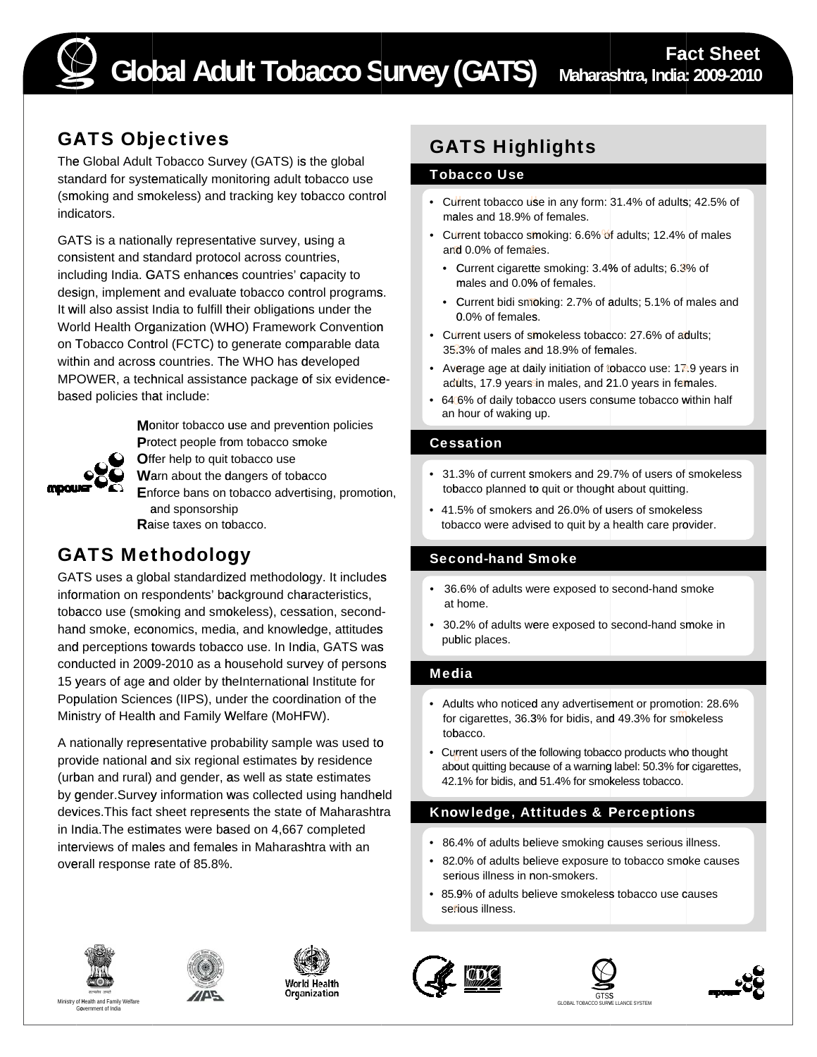# Global Adult Tobacco Survey (GATS)

**Fact Sheet**
**Maharashtra, India: 2009-2010**

## GATS Objectives

The Global Adult Tobacco Survey (GATS) is the global standard for systematically monitoring adult tobacco use (smoking and smokeless) and tracking key tobacco control indicators.

GATS is a nationally representative survey, using a consistent and standard protocol across countries, including India. GATS enhances countries' capacity to design, implement and evaluate tobacco control programs. It will also assist India to fulfill their obligations under the World Health Organization (WHO) Framework Convention on Tobacco Control (FCTC) to generate comparable data within and across countries. The WHO has developed MPOWER, a technical assistance package of six evidence-based policies that include:

**M**onitor tobacco use and prevention policies
**P**rotect people from tobacco smoke
**O**ffer help to quit tobacco use
**W**arn about the dangers of tobacco
**E**nforce bans on tobacco advertising, promotion, and sponsorship
**R**aise taxes on tobacco.

## GATS Methodology

GATS uses a global standardized methodology. It includes information on respondents' background characteristics, tobacco use (smoking and smokeless), cessation, second-hand smoke, economics, media, and knowledge, attitudes and perceptions towards tobacco use. In India, GATS was conducted in 2009-2010 as a household survey of persons 15 years of age and older by theInternational Institute for Population Sciences (IIPS), under the coordination of the Ministry of Health and Family Welfare (MoHFW).

A nationally representative probability sample was used to provide national and six regional estimates by residence (urban and rural) and gender, as well as state estimates by gender.Survey information was collected using handheld devices.This fact sheet represents the state of Maharashtra in India.The estimates were based on 4,667 completed interviews of males and females in Maharashtra with an overall response rate of 85.8%.

## GATS Highlights

### Tobacco Use

- Current tobacco use in any form: 31.4% of adults; 42.5% of males and 18.9% of females.
- Current tobacco smoking: 6.6% of adults; 12.4% of males and 0.0% of females.
  - Current cigarette smoking: 3.4% of adults; 6.3% of males and 0.0% of females.
  - Current bidi smoking: 2.7% of adults; 5.1% of males and 0.0% of females.
- Current users of smokeless tobacco: 27.6% of adults; 35.3% of males and 18.9% of females.
- Average age at daily initiation of tobacco use: 17.9 years in adults, 17.9 years in males, and 21.0 years in females.
- 64.6% of daily tobacco users consume tobacco within half an hour of waking up.

### Cessation

- 31.3% of current smokers and 29.7% of users of smokeless tobacco planned to quit or thought about quitting.
- 41.5% of smokers and 26.0% of users of smokeless tobacco were advised to quit by a health care provider.

### Second-hand Smoke

- 36.6% of adults were exposed to second-hand smoke at home.
- 30.2% of adults were exposed to second-hand smoke in public places.

### Media

- Adults who noticed any advertisement or promotion: 28.6% for cigarettes, 36.3% for bidis, and 49.3% for smokeless tobacco.
- Current users of the following tobacco products who thought about quitting because of a warning label: 50.3% for cigarettes, 42.1% for bidis, and 51.4% for smokeless tobacco.

### Knowledge, Attitudes & Perceptions

- 86.4% of adults believe smoking causes serious illness.
- 82.0% of adults believe exposure to tobacco smoke causes serious illness in non-smokers.
- 85.9% of adults believe smokeless tobacco use causes serious illness.

Ministry of Health and Family Welfare, Government of India

GTSS – GLOBAL TOBACCO SURVEILLANCE SYSTEM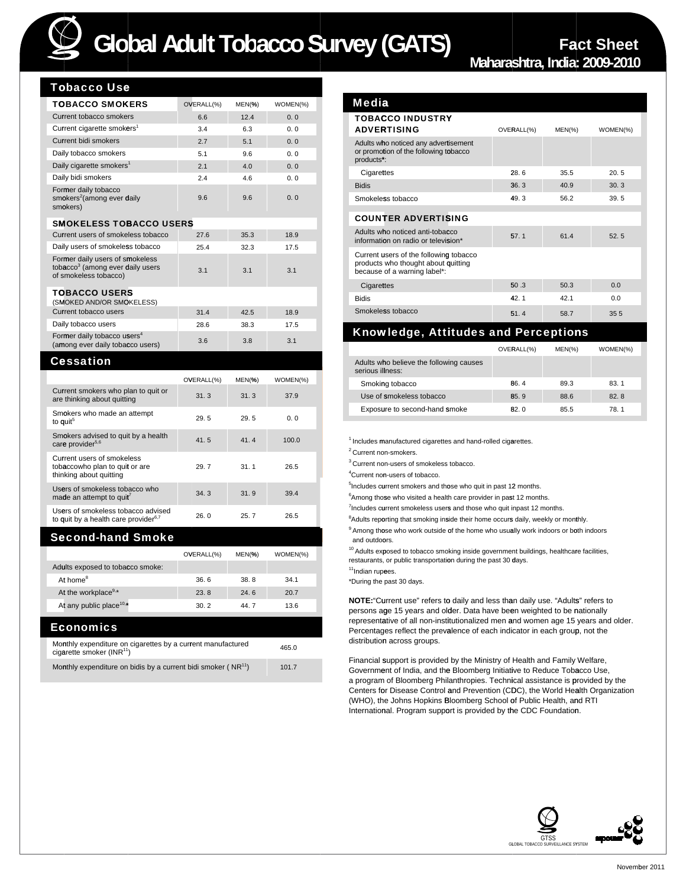# Global Adult Tobacco Survey (GATS)

**Fact Sheet**

**Maharashtra, India: 2009-2010**

## Tobacco Use

| TOBACCO SMOKERS | OVERALL(%) | MEN(%) | WOMEN(%) |
|---|---|---|---|
| Current tobacco smokers | 6.6 | 12.4 | 0. 0 |
| Current cigarette smokers[1] | 3.4 | 6.3 | 0. 0 |
| Current bidi smokers | 2.7 | 5.1 | 0. 0 |
| Daily tobacco smokers | 5.1 | 9.6 | 0. 0 |
| Daily cigarette smokers[1] | 2.1 | 4.0 | 0. 0 |
| Daily bidi smokers | 2.4 | 4.6 | 0. 0 |
| Former daily tobacco smokers[2](among ever daily smokers) | 9.6 | 9.6 | 0. 0 |
| **SMOKELESS TOBACCO USERS** | | | |
| Current users of smokeless tobacco | 27.6 | 35.3 | 18.9 |
| Daily users of smokeless tobacco | 25.4 | 32.3 | 17.5 |
| Former daily users of smokeless tobacco[3] (among ever daily users of smokeless tobacco) | 3.1 | 3.1 | 3.1 |
| **TOBACCO USERS** (SMOKED AND/OR SMOKELESS) | | | |
| Current tobacco users | 31.4 | 42.5 | 18.9 |
| Daily tobacco users | 28.6 | 38.3 | 17.5 |
| Former daily tobacco users[4] (among ever daily tobacco users) | 3.6 | 3.8 | 3.1 |

## Cessation

| | OVERALL(%) | MEN(%) | WOMEN(%) |
|---|---|---|---|
| Current smokers who plan to quit or are thinking about quitting | 31. 3 | 31. 3 | 37.9 |
| Smokers who made an attempt to quit[5] | 29. 5 | 29. 5 | 0. 0 |
| Smokers advised to quit by a health care provider[5,6] | 41. 5 | 41. 4 | 100.0 |
| Current users of smokeless tobaccowho plan to quit or are thinking about quitting | 29. 7 | 31. 1 | 26.5 |
| Users of smokeless tobacco who made an attempt to quit[7] | 34. 3 | 31. 9 | 39.4 |
| Users of smokeless tobacco advised to quit by a health care provider[6,7] | 26. 0 | 25. 7 | 26.5 |

## Second-hand Smoke

| | OVERALL(%) | MEN(%) | WOMEN(%) |
|---|---|---|---|
| Adults exposed to tobacco smoke: | | | |
| At home[8] | 36. 6 | 38. 8 | 34.1 |
| At the workplace[9,]* | 23. 8 | 24. 6 | 20.7 |
| At any public place[10,]* | 30. 2 | 44. 7 | 13.6 |

## Economics

| | |
|---|---|
| Monthly expenditure on cigarettes by a current manufactured cigarette smoker (INR[11]) | 465.0 |
| Monthly expenditure on bidis by a current bidi smoker ( NR[11]) | 101.7 |

## Media

| TOBACCO INDUSTRY ADVERTISING | OVERALL(%) | MEN(%) | WOMEN(%) |
|---|---|---|---|
| Adults who noticed any advertisement or promotion of the following tobacco products*: | | | |
| Cigarettes | 28. 6 | 35.5 | 20. 5 |
| Bidis | 36. 3 | 40.9 | 30. 3 |
| Smokeless tobacco | 49. 3 | 56.2 | 39. 5 |
| **COUNTER ADVERTISING** | | | |
| Adults who noticed anti-tobacco information on radio or television* | 57. 1 | 61.4 | 52. 5 |
| Current users of the following tobacco products who thought about quitting because of a warning label*: | | | |
| Cigarettes | 50 .3 | 50.3 | 0.0 |
| Bidis | 42. 1 | 42.1 | 0.0 |
| Smokeless tobacco | 51. 4 | 58.7 | 35 5 |

## Knowledge, Attitudes and Perceptions

| | OVERALL(%) | MEN(%) | WOMEN(%) |
|---|---|---|---|
| Adults who believe the following causes serious illness: | | | |
| Smoking tobacco | 86. 4 | 89.3 | 83. 1 |
| Use of smokeless tobacco | 85. 9 | 88.6 | 82. 8 |
| Exposure to second-hand smoke | 82. 0 | 85.5 | 78. 1 |

[1] Includes manufactured cigarettes and hand-rolled cigarettes.

[2] Current non-smokers.

[3] Current non-users of smokeless tobacco.

[4] Current non-users of tobacco.

[5] Includes current smokers and those who quit in past 12 months.

[6] Among those who visited a health care provider in past 12 months.

[7] Includes current smokeless users and those who quit inpast 12 months.

[8] Adults reporting that smoking inside their home occurs daily, weekly or monthly.

[9] Among those who work outside of the home who usually work indoors or both indoors and outdoors.

[10] Adults exposed to tobacco smoking inside government buildings, healthcare facilities, restaurants, or public transportation during the past 30 days.

[11] Indian rupees.

*During the past 30 days.

**NOTE:** "Current use" refers to daily and less than daily use. "Adults" refers to persons age 15 years and older. Data have been weighted to be nationally representative of all non-institutionalized men and women age 15 years and older. Percentages reflect the prevalence of each indicator in each group, not the distribution across groups.

Financial support is provided by the Ministry of Health and Family Welfare, Government of India, and the Bloomberg Initiative to Reduce Tobacco Use, a program of Bloomberg Philanthropies. Technical assistance is provided by the Centers for Disease Control and Prevention (CDC), the World Health Organization (WHO), the Johns Hopkins Bloomberg School of Public Health, and RTI International. Program support is provided by the CDC Foundation.

GTSS
GLOBAL TOBACCO SURVEILLANCE SYSTEM

November 2011